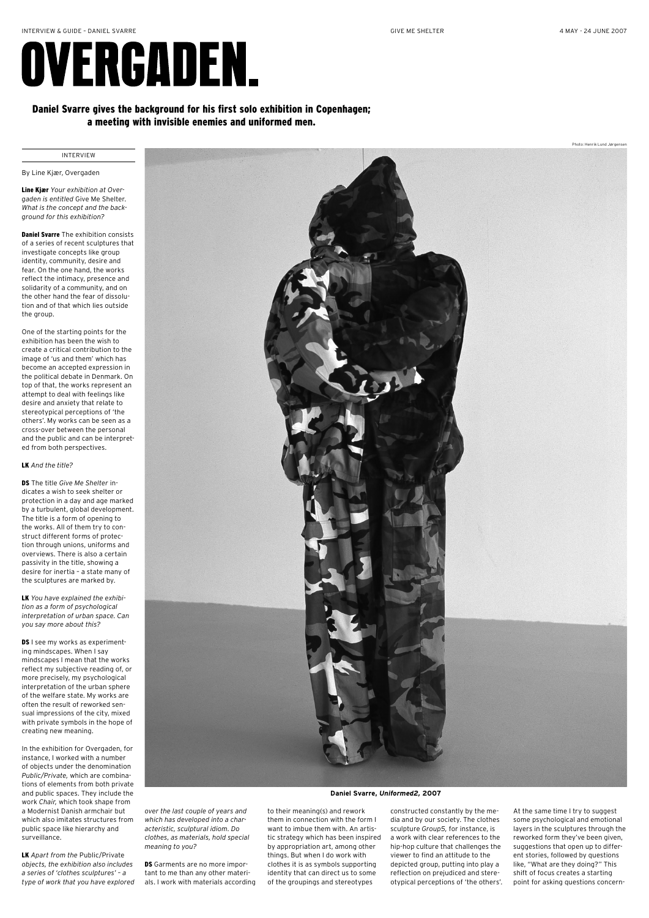# OVERGADEN.

**Daniel Svarre gives the background for his first solo exhibition in Copenhagen; a meeting with invisible enemies and uniformed men.**

INTERVIEW

By Line Kjær, Overgaden

**Line Kjær** *Your exhibition at Overgaden is entitled* Give Me Shelter. *What is the concept and the background for this exhibition?*

**Daniel Svarre** The exhibition consists of a series of recent sculptures that investigate concepts like group identity, community, desire and fear. On the one hand, the works reflect the intimacy, presence and solidarity of a community, and on the other hand the fear of dissolution and of that which lies outside the group.

One of the starting points for the exhibition has been the wish to create a critical contribution to the image of 'us and them' which has become an accepted expression in the political debate in Denmark. On top of that, the works represent an attempt to deal with feelings like desire and anxiety that relate to stereotypical perceptions of 'the others'. My works can be seen as a cross-over between the personal and the public and can be interpreted from both perspectives.

**LK** *And the title?*

**DS** The title *Give Me Shelter* indicates a wish to seek shelter or protection in a day and age marked by a turbulent, global development. The title is a form of opening to the works. All of them try to construct different forms of protection through unions, uniforms and overviews. There is also a certain passivity in the title, showing a desire for inertia – a state many of the sculptures are marked by.

**LK** *You have explained the exhibition as a form of psychological interpretation of urban space. Can you say more about this?*

**DS** I see my works as experimenting mindscapes. When I say mindscapes I mean that the works reflect my subjective reading of, or more precisely, my psychological interpretation of the urban sphere of the welfare state. My works are often the result of reworked sensual impressions of the city, mixed with private symbols in the hope of creating new meaning.

In the exhibition for Overgaden, for instance, I worked with a number of objects under the denomination *Public/Private,* which are combinations of elements from both private and public spaces. They include the work *Chair,* which took shape from a Modernist Danish armchair but which also imitates structures from public space like hierarchy and surveillance.

**LK** *Apart from the* Public/Private *objects, the exhibition also includes a series of 'clothes sculptures' – a type of work that you have explored over the last couple of years and which has developed into a characteristic, sculptural idiom. Do clothes, as materials, hold special meaning to you?*

**DS** Garments are no more important to me than any other materials. I work with materials according to their meaning(s) and rework them in connection with the form I want to imbue them with. An artistic strategy which has been inspired by appropriation art, among other things. But when I do work with clothes it is as symbols supporting identity that can direct us to some of the groupings and stereotypes constructed constantly by the media and by our society. The clothes sculpture *Group5,* for instance, is a work with clear references to the hip-hop culture that challenges the viewer to find an attitude to the depicted group, putting into play a reflection on prejudiced and stereotypical perceptions of 'the others'. At the same time I try to suggest some psychological and emotional layers in the sculptures through the reworked form they've been given, suggestions that open up to different stories, followed by questions like, "What are they doing?" This shift of focus creates a starting point for asking questions concern-

Photo: Henrik Lund Jørgensen

**Daniel Svarre, *Uniformed2,* 2007**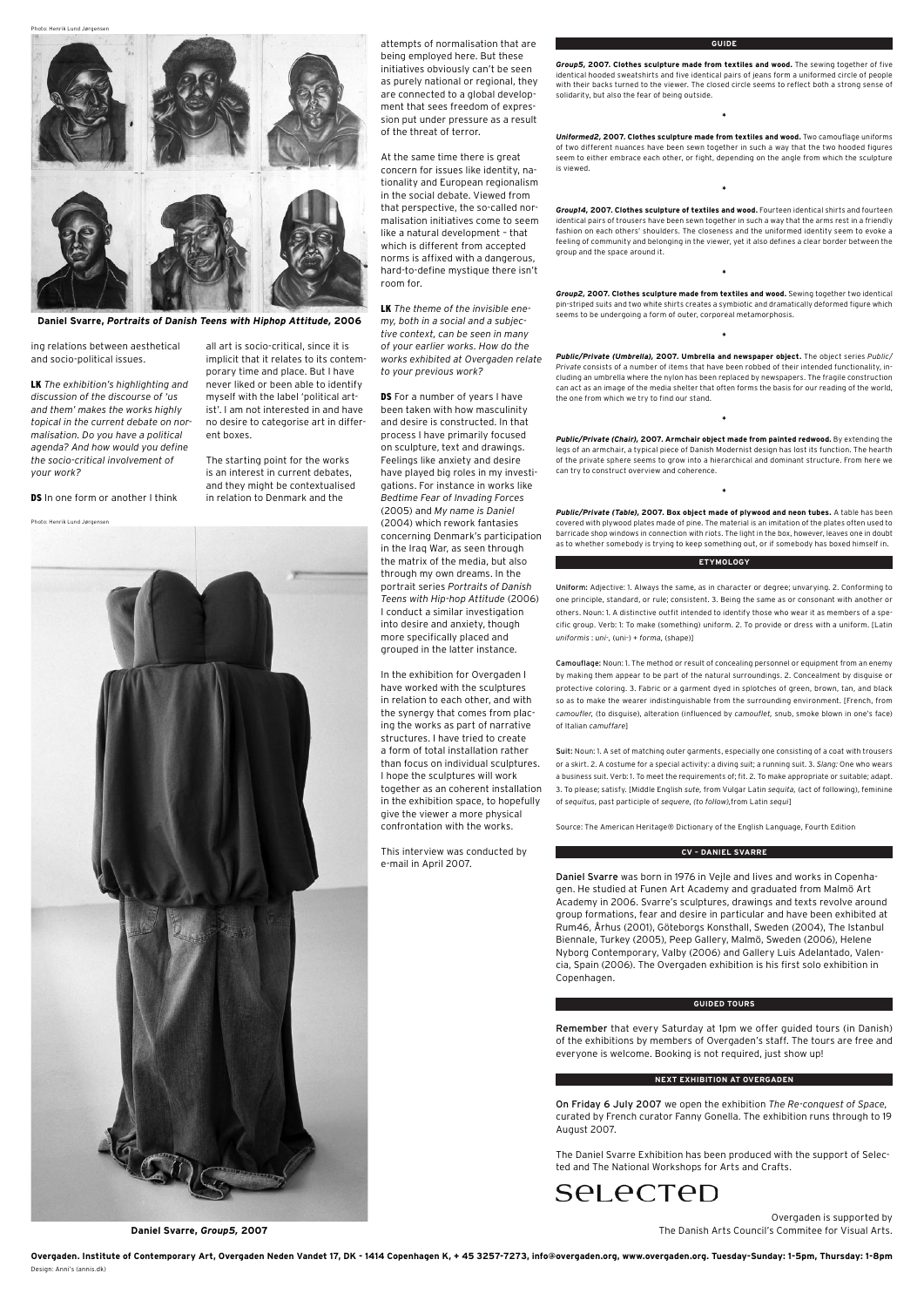Photo: Henrik Lund Jørgensen

**Daniel Svarre, *Portraits of Danish Teens with Hiphop Attitude,* 2006**

ing relations between aesthetical and socio-political issues.

**LK** *The exhibition's highlighting and discussion of the discourse of 'us and them' makes the works highly topical in the current debate on normalisation. Do you have a political agenda? And how would you define the socio-critical involvement of your work?*

**DS** In one form or another I think all art is socio-critical, since it is implicit that it relates to its contemporary time and place. But I have never liked or been able to identify myself with the label 'political artist'. I am not interested in and have no desire to categorise art in different boxes.

The starting point for the works is an interest in current debates, and they might be contextualised in relation to Denmark and the attempts of normalisation that are being employed here. But these initiatives obviously can't be seen as purely national or regional, they are connected to a global development that sees freedom of expression put under pressure as a result of the threat of terror.

At the same time there is great concern for issues like identity, nationality and European regionalism in the social debate. Viewed from that perspective, the so-called normalisation initiatives come to seem like a natural development – that which is different from accepted norms is affixed with a dangerous, hard-to-define mystique there isn't room for.

**LK** *The theme of the invisible enemy, both in a social and a subjective context, can be seen in many of your earlier works. How do the works exhibited at Overgaden relate to your previous work?*

**DS** For a number of years I have been taken with how masculinity and desire is constructed. In that process I have primarily focused on sculpture, text and drawings. Feelings like anxiety and desire have played big roles in my investigations. For instance in works like *Bedtime Fear of Invading Forces* (2005) and *My name is Daniel* (2004) which rework fantasies concerning Denmark's participation in the Iraq War, as seen through the matrix of the media, but also through my own dreams. In the portrait series *Portraits of Danish Teens with Hip-hop Attitude* (2006) I conduct a similar investigation into desire and anxiety, though more specifically placed and grouped in the latter instance.

In the exhibition for Overgaden I have worked with the sculptures in relation to each other, and with the synergy that comes from placing the works as part of narrative structures. I have tried to create a form of total installation rather than focus on individual sculptures. I hope the sculptures will work together as an coherent installation in the exhibition space, to hopefully give the viewer a more physical confrontation with the works.

This interview was conducted by e-mail in April 2007.

Photo: Henrik Lund Jørgensen

**Daniel Svarre, *Group5,* 2007**

## GUIDE

***Group5*, 2007. Clothes sculpture made from textiles and wood.** The sewing together of five identical hooded sweatshirts and five identical pairs of jeans form a uniformed circle of people with their backs turned to the viewer. The closed circle seems to reflect both a strong sense of solidarity, but also the fear of being outside.

*

***Uniformed2*, 2007. Clothes sculpture made from textiles and wood.** Two camouflage uniforms of two different nuances have been sewn together in such a way that the two hooded figures seem to either embrace each other, or fight, depending on the angle from which the sculpture is viewed.

*

***Group14*, 2007. Clothes sculpture of textiles and wood.** Fourteen identical shirts and fourteen identical pairs of trousers have been sewn together in such a way that the arms rest in a friendly fashion on each others' shoulders. The closeness and the uniformed identity seem to evoke a feeling of community and belonging in the viewer, yet it also defines a clear border between the group and the space around it.

*

***Group2*, 2007. Clothes sculpture made from textiles and wood.** Sewing together two identical pin-striped suits and two white shirts creates a symbiotic and dramatically deformed figure which seems to be undergoing a form of outer, corporeal metamorphosis.

*

***Public/Private (Umbrella)*, 2007. Umbrella and newspaper object.** The object series *Public/Private* consists of a number of items that have been robbed of their intended functionality, including an umbrella where the nylon has been replaced by newspapers. The fragile construction can act as an image of the media shelter that often forms the basis for our reading of the world, the one from which we try to find our stand.

*

***Public/Private (Chair)*, 2007. Armchair object made from painted redwood.** By extending the legs of an armchair, a typical piece of Danish Modernist design has lost its function. The hearth of the private sphere seems to grow into a hierarchical and dominant structure. From here we can try to construct overview and coherence.

*

***Public/Private (Table)*, 2007. Box object made of plywood and neon tubes.** A table has been covered with plywood plates made of pine. The material is an imitation of the plates often used to barricade shop windows in connection with riots. The light in the box, however, leaves one in doubt as to whether somebody is trying to keep something out, or if somebody has boxed himself in.

## ETYMOLOGY

Uniform: Adjective: 1. Always the same, as in character or degree; unvarying. 2. Conforming to one principle, standard, or rule; consistent. 3. Being the same as or consonant with another or others. Noun: 1. A distinctive outfit intended to identify those who wear it as members of a specific group. Verb: 1: To make (something) uniform. 2. To provide or dress with a uniform. [Latin *uniformis* : *uni-,* (uni-) + *forma,* (shape)]

Camouflage: Noun: 1. The method or result of concealing personnel or equipment from an enemy by making them appear to be part of the natural surroundings. 2. Concealment by disguise or protective coloring. 3. Fabric or a garment dyed in splotches of green, brown, tan, and black so as to make the wearer indistinguishable from the surrounding environment. [French, from *camoufler,* (to disguise), alteration (influenced by *camouflet,* snub, smoke blown in one's face) of Italian *camuffare*]

Suit: Noun: 1. A set of matching outer garments, especially one consisting of a coat with trousers or a skirt. 2. A costume for a special activity: a diving suit; a running suit. 3. *Slang:* One who wears a business suit. Verb: 1. To meet the requirements of; fit. 2. To make appropriate or suitable; adapt. 3. To please; satisfy. [Middle English *sute,* from Vulgar Latin *sequita,* (act of following), feminine of *sequitus,* past participle of *sequere, (to follow),*from Latin *sequi*]

Source: The American Heritage® Dictionary of the English Language, Fourth Edition

## CV – DANIEL SVARRE

Daniel Svarre was born in 1976 in Vejle and lives and works in Copenhagen. He studied at Funen Art Academy and graduated from Malmö Art Academy in 2006. Svarre's sculptures, drawings and texts revolve around group formations, fear and desire in particular and have been exhibited at Rum46, Århus (2001), Göteborgs Konsthall, Sweden (2004), The Istanbul Biennale, Turkey (2005), Peep Gallery, Malmö, Sweden (2006), Helene Nyborg Contemporary, Valby (2006) and Gallery Luis Adelantado, Valencia, Spain (2006). The Overgaden exhibition is his first solo exhibition in Copenhagen.

## GUIDED TOURS

Remember that every Saturday at 1pm we offer guided tours (in Danish) of the exhibitions by members of Overgaden's staff. The tours are free and everyone is welcome. Booking is not required, just show up!

## NEXT EXHIBITION AT OVERGADEN

On Friday 6 July 2007 we open the exhibition *The Re-conquest of Space,* curated by French curator Fanny Gonella. The exhibition runs through to 19 August 2007.

The Daniel Svarre Exhibition has been produced with the support of Selected and The National Workshops for Arts and Crafts.

SeLeCTeD

Overgaden is supported by The Danish Arts Council's Commitee for Visual Arts.

**Overgaden. Institute of Contemporary Art, Overgaden Neden Vandet 17, DK - 1414 Copenhagen K, + 45 3257-7273, info@overgaden.org, www.overgaden.org. Tuesday–Sunday: 1–5pm, Thursday: 1–8pm**

Design: Anni's (annis.dk)